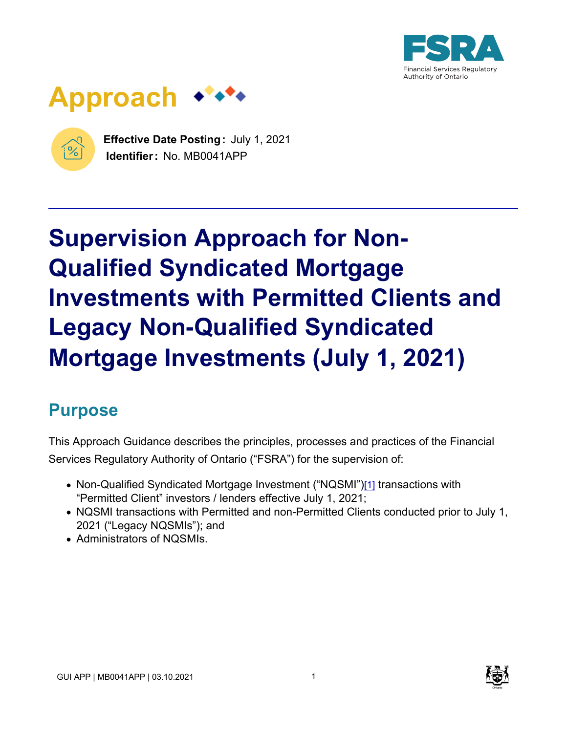# Approach

**Effective Date Posting:** July 1, 2021
**Identifier:** No. MB0041APP

# Supervision Approach for Non-Qualified Syndicated Mortgage Investments with Permitted Clients and Legacy Non-Qualified Syndicated Mortgage Investments (July 1, 2021)

## Purpose

This Approach Guidance describes the principles, processes and practices of the Financial Services Regulatory Authority of Ontario ("FSRA") for the supervision of:

- Non-Qualified Syndicated Mortgage Investment ("NQSMI")[1] transactions with "Permitted Client" investors / lenders effective July 1, 2021;
- NQSMI transactions with Permitted and non-Permitted Clients conducted prior to July 1, 2021 ("Legacy NQSMIs"); and
- Administrators of NQSMIs.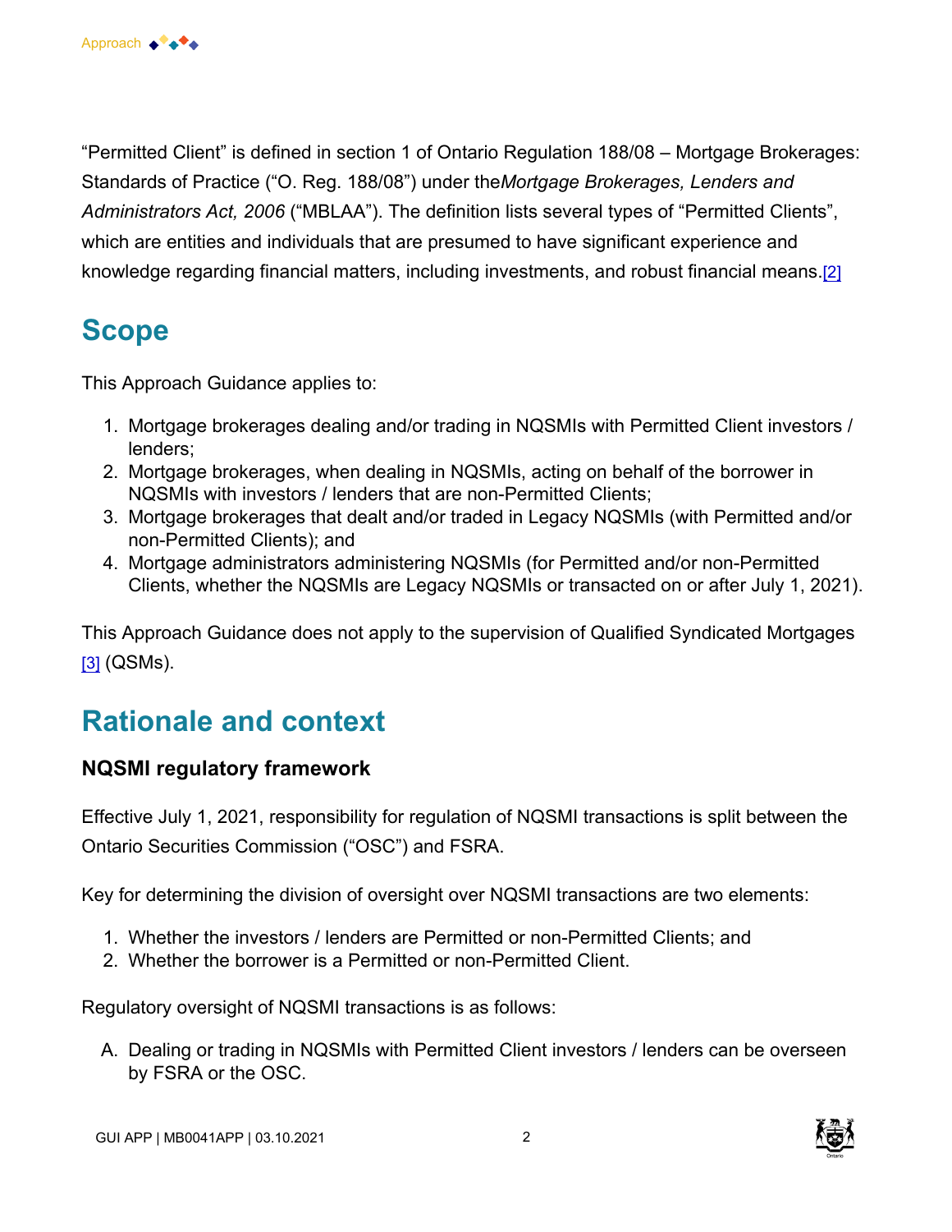"Permitted Client" is defined in section 1 of Ontario Regulation 188/08 – Mortgage Brokerages: Standards of Practice ("O. Reg. 188/08") under the *Mortgage Brokerages, Lenders and Administrators Act, 2006* ("MBLAA"). The definition lists several types of "Permitted Clients", which are entities and individuals that are presumed to have significant experience and knowledge regarding financial matters, including investments, and robust financial means.[2]

## Scope

This Approach Guidance applies to:

1. Mortgage brokerages dealing and/or trading in NQSMIs with Permitted Client investors / lenders;
2. Mortgage brokerages, when dealing in NQSMIs, acting on behalf of the borrower in NQSMIs with investors / lenders that are non-Permitted Clients;
3. Mortgage brokerages that dealt and/or traded in Legacy NQSMIs (with Permitted and/or non-Permitted Clients); and
4. Mortgage administrators administering NQSMIs (for Permitted and/or non-Permitted Clients, whether the NQSMIs are Legacy NQSMIs or transacted on or after July 1, 2021).

This Approach Guidance does not apply to the supervision of Qualified Syndicated Mortgages [3] (QSMs).

## Rationale and context

### NQSMI regulatory framework

Effective July 1, 2021, responsibility for regulation of NQSMI transactions is split between the Ontario Securities Commission ("OSC") and FSRA.

Key for determining the division of oversight over NQSMI transactions are two elements:

1. Whether the investors / lenders are Permitted or non-Permitted Clients; and
2. Whether the borrower is a Permitted or non-Permitted Client.

Regulatory oversight of NQSMI transactions is as follows:

A. Dealing or trading in NQSMIs with Permitted Client investors / lenders can be overseen by FSRA or the OSC.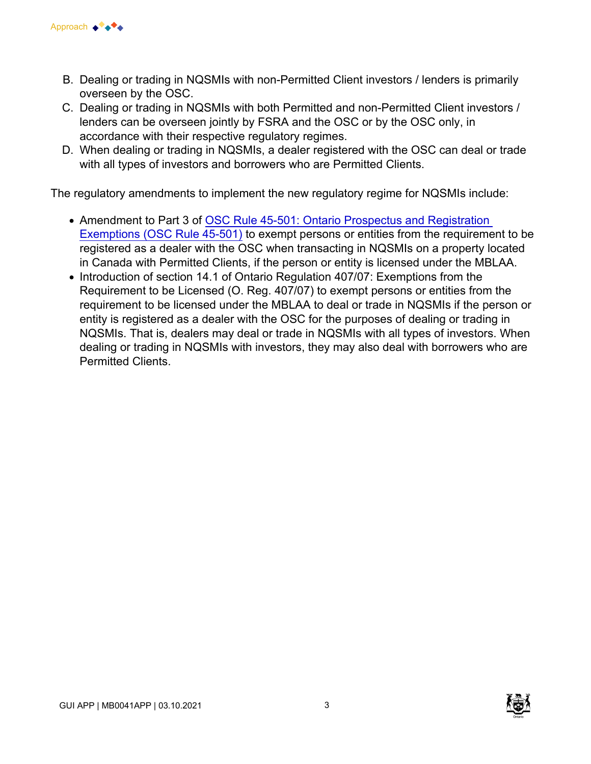B. Dealing or trading in NQSMIs with non-Permitted Client investors / lenders is primarily overseen by the OSC.
C. Dealing or trading in NQSMIs with both Permitted and non-Permitted Client investors / lenders can be overseen jointly by FSRA and the OSC or by the OSC only, in accordance with their respective regulatory regimes.
D. When dealing or trading in NQSMIs, a dealer registered with the OSC can deal or trade with all types of investors and borrowers who are Permitted Clients.

The regulatory amendments to implement the new regulatory regime for NQSMIs include:

- Amendment to Part 3 of [OSC Rule 45-501: Ontario Prospectus and Registration Exemptions (OSC Rule 45-501)] to exempt persons or entities from the requirement to be registered as a dealer with the OSC when transacting in NQSMIs on a property located in Canada with Permitted Clients, if the person or entity is licensed under the MBLAA.
- Introduction of section 14.1 of Ontario Regulation 407/07: Exemptions from the Requirement to be Licensed (O. Reg. 407/07) to exempt persons or entities from the requirement to be licensed under the MBLAA to deal or trade in NQSMIs if the person or entity is registered as a dealer with the OSC for the purposes of dealing or trading in NQSMIs. That is, dealers may deal or trade in NQSMIs with all types of investors. When dealing or trading in NQSMIs with investors, they may also deal with borrowers who are Permitted Clients.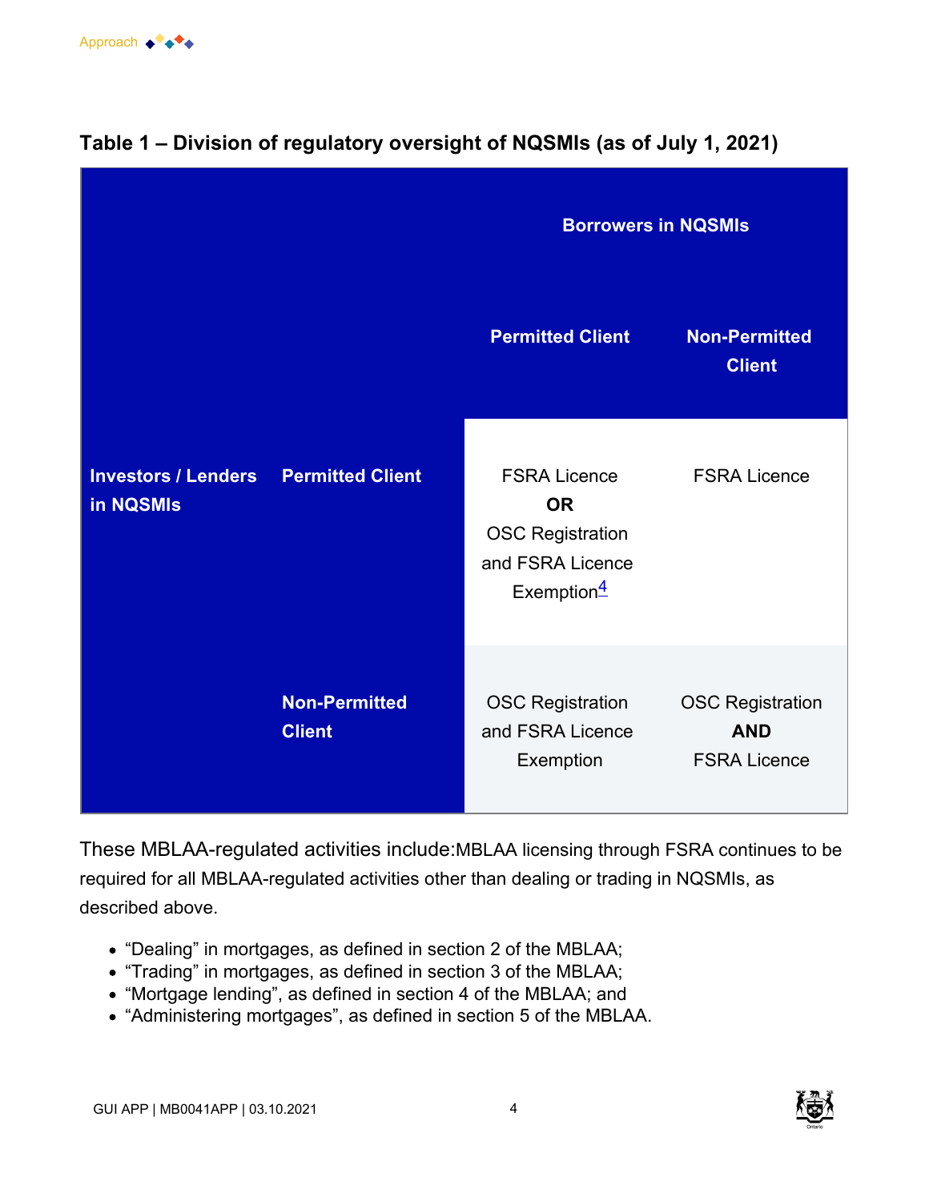### Table 1 – Division of regulatory oversight of NQSMIs (as of July 1, 2021)

| | | Borrowers in NQSMIs | |
|---|---|---|---|
| | | **Permitted Client** | **Non-Permitted Client** |
| **Investors / Lenders in NQSMIs** | **Permitted Client** | FSRA Licence **OR** OSC Registration and FSRA Licence Exemption[4] | FSRA Licence |
| | **Non-Permitted Client** | OSC Registration and FSRA Licence Exemption | OSC Registration **AND** FSRA Licence |

These MBLAA-regulated activities include:MBLAA licensing through FSRA continues to be required for all MBLAA-regulated activities other than dealing or trading in NQSMIs, as described above.

- “Dealing” in mortgages, as defined in section 2 of the MBLAA;
- “Trading” in mortgages, as defined in section 3 of the MBLAA;
- “Mortgage lending”, as defined in section 4 of the MBLAA; and
- “Administering mortgages”, as defined in section 5 of the MBLAA.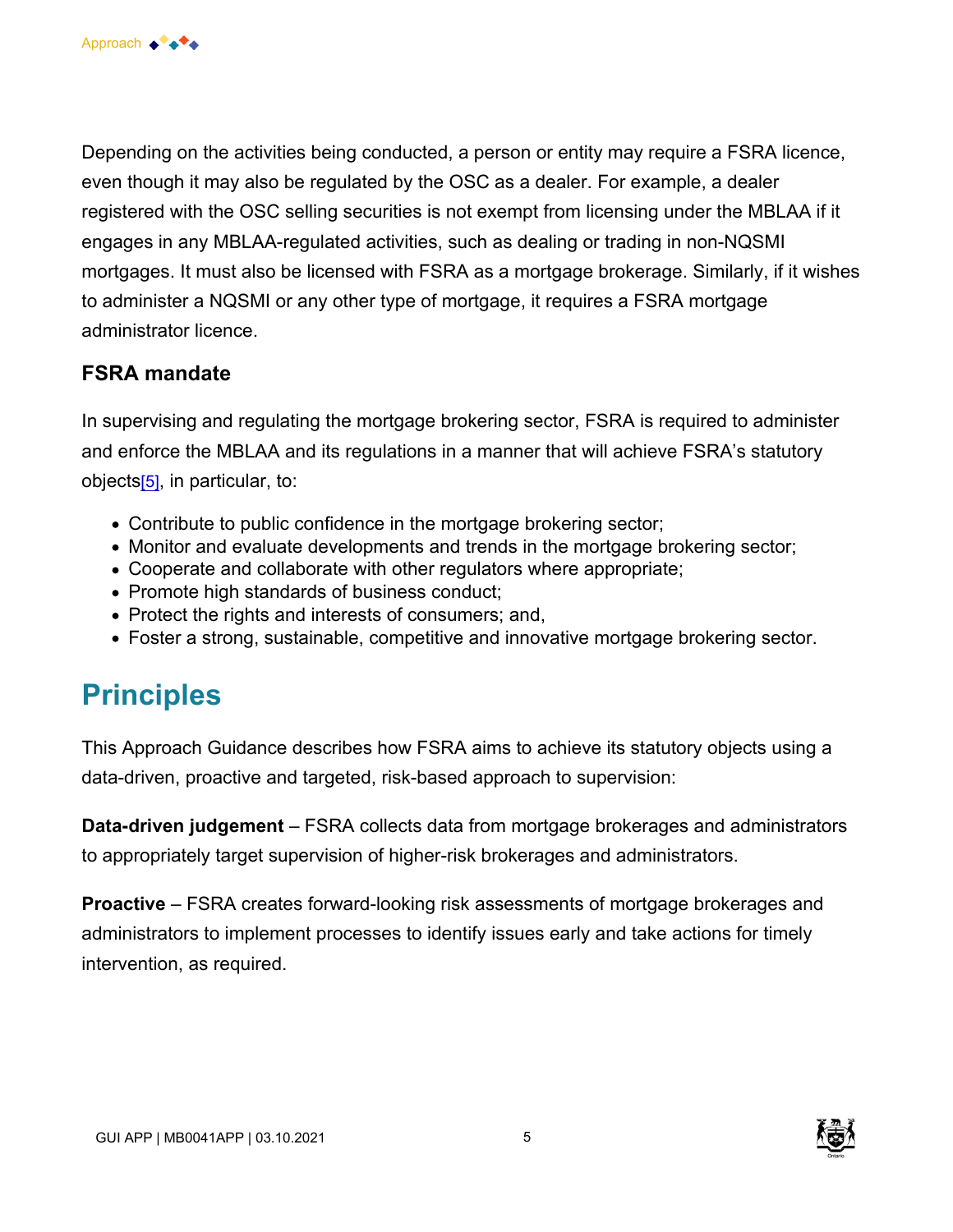Depending on the activities being conducted, a person or entity may require a FSRA licence, even though it may also be regulated by the OSC as a dealer. For example, a dealer registered with the OSC selling securities is not exempt from licensing under the MBLAA if it engages in any MBLAA-regulated activities, such as dealing or trading in non-NQSMI mortgages. It must also be licensed with FSRA as a mortgage brokerage. Similarly, if it wishes to administer a NQSMI or any other type of mortgage, it requires a FSRA mortgage administrator licence.

### FSRA mandate

In supervising and regulating the mortgage brokering sector, FSRA is required to administer and enforce the MBLAA and its regulations in a manner that will achieve FSRA's statutory objects[5], in particular, to:

- Contribute to public confidence in the mortgage brokering sector;
- Monitor and evaluate developments and trends in the mortgage brokering sector;
- Cooperate and collaborate with other regulators where appropriate;
- Promote high standards of business conduct;
- Protect the rights and interests of consumers; and,
- Foster a strong, sustainable, competitive and innovative mortgage brokering sector.

## Principles

This Approach Guidance describes how FSRA aims to achieve its statutory objects using a data-driven, proactive and targeted, risk-based approach to supervision:

**Data-driven judgement** – FSRA collects data from mortgage brokerages and administrators to appropriately target supervision of higher-risk brokerages and administrators.

**Proactive** – FSRA creates forward-looking risk assessments of mortgage brokerages and administrators to implement processes to identify issues early and take actions for timely intervention, as required.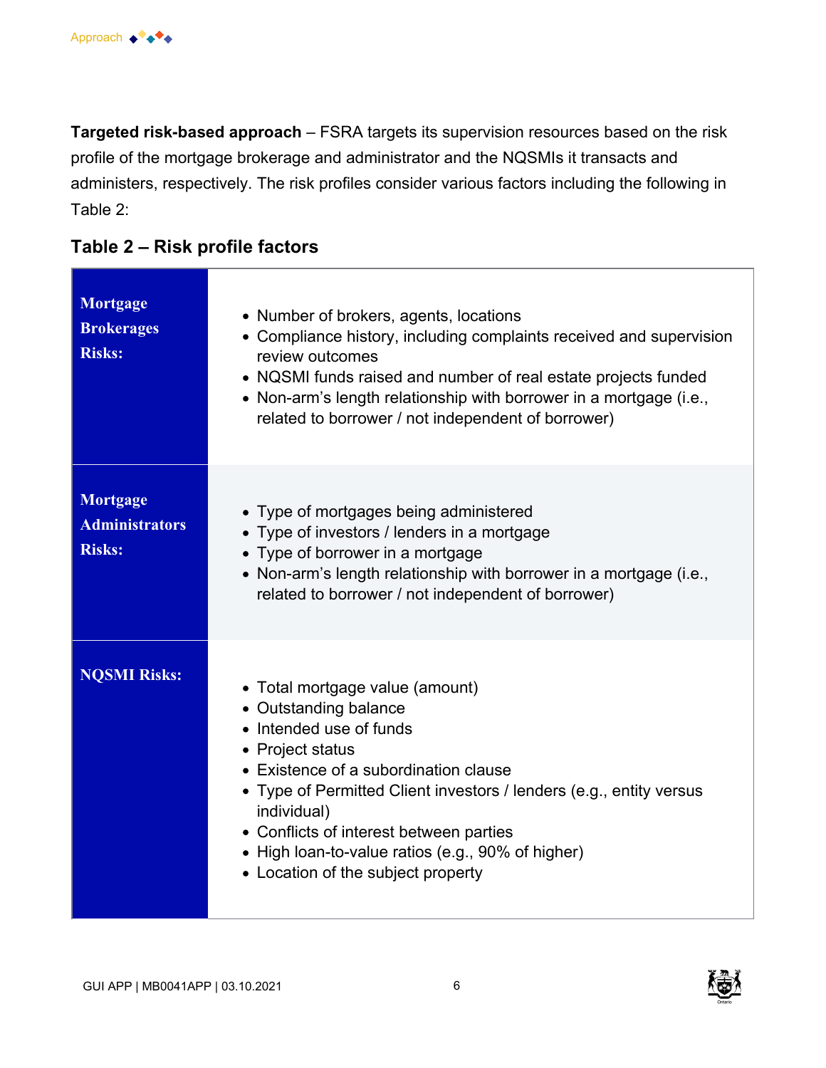**Targeted risk-based approach** – FSRA targets its supervision resources based on the risk profile of the mortgage brokerage and administrator and the NQSMIs it transacts and administers, respectively. The risk profiles consider various factors including the following in Table 2:

### Table 2 – Risk profile factors

| | |
|---|---|
| **Mortgage Brokerages Risks:** | • Number of brokers, agents, locations<br>• Compliance history, including complaints received and supervision review outcomes<br>• NQSMI funds raised and number of real estate projects funded<br>• Non-arm's length relationship with borrower in a mortgage (i.e., related to borrower / not independent of borrower) |
| **Mortgage Administrators Risks:** | • Type of mortgages being administered<br>• Type of investors / lenders in a mortgage<br>• Type of borrower in a mortgage<br>• Non-arm's length relationship with borrower in a mortgage (i.e., related to borrower / not independent of borrower) |
| **NQSMI Risks:** | • Total mortgage value (amount)<br>• Outstanding balance<br>• Intended use of funds<br>• Project status<br>• Existence of a subordination clause<br>• Type of Permitted Client investors / lenders (e.g., entity versus individual)<br>• Conflicts of interest between parties<br>• High loan-to-value ratios (e.g., 90% of higher)<br>• Location of the subject property |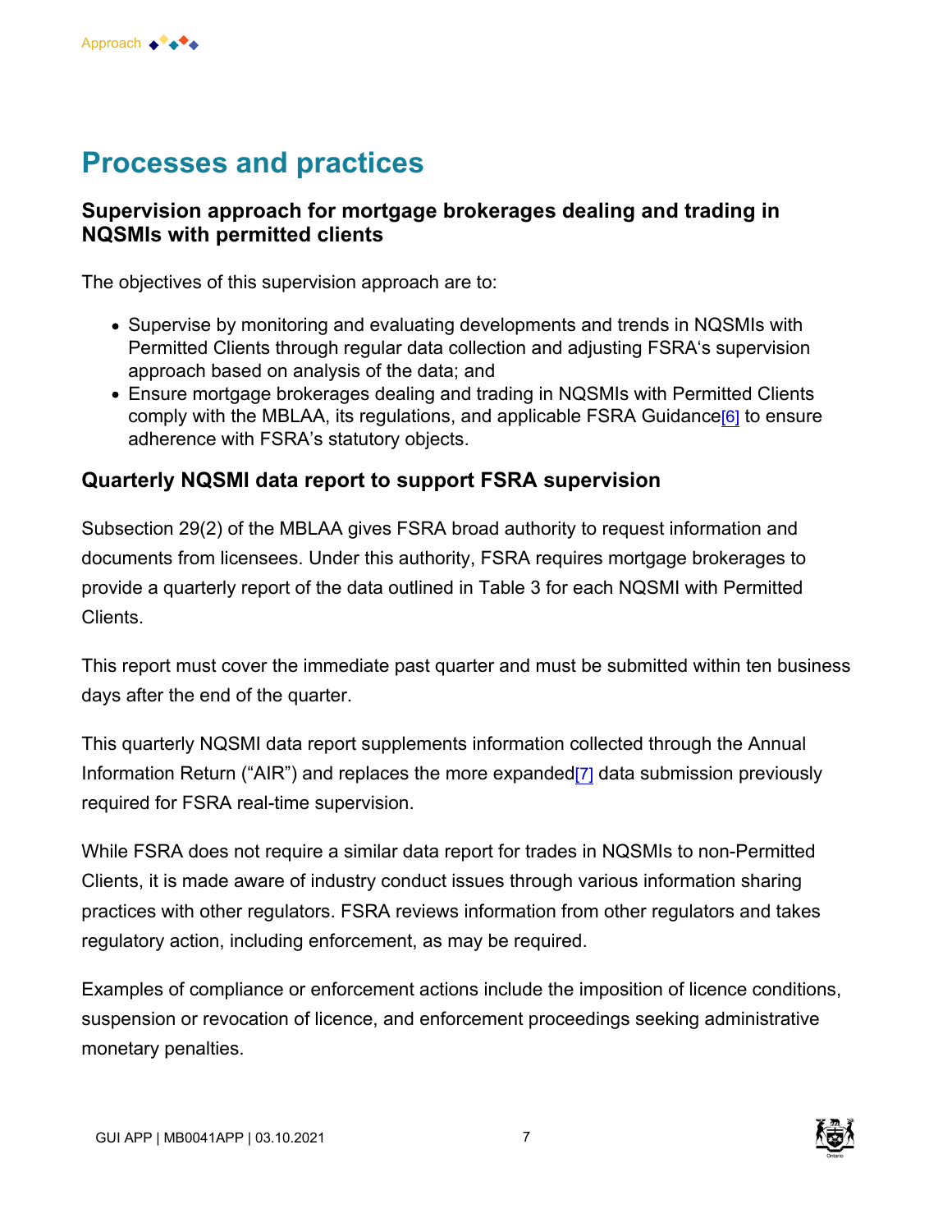## Processes and practices

### Supervision approach for mortgage brokerages dealing and trading in NQSMIs with permitted clients

The objectives of this supervision approach are to:

- Supervise by monitoring and evaluating developments and trends in NQSMIs with Permitted Clients through regular data collection and adjusting FSRA's supervision approach based on analysis of the data; and
- Ensure mortgage brokerages dealing and trading in NQSMIs with Permitted Clients comply with the MBLAA, its regulations, and applicable FSRA Guidance[6] to ensure adherence with FSRA's statutory objects.

### Quarterly NQSMI data report to support FSRA supervision

Subsection 29(2) of the MBLAA gives FSRA broad authority to request information and documents from licensees. Under this authority, FSRA requires mortgage brokerages to provide a quarterly report of the data outlined in Table 3 for each NQSMI with Permitted Clients.

This report must cover the immediate past quarter and must be submitted within ten business days after the end of the quarter.

This quarterly NQSMI data report supplements information collected through the Annual Information Return ("AIR") and replaces the more expanded[7] data submission previously required for FSRA real-time supervision.

While FSRA does not require a similar data report for trades in NQSMIs to non-Permitted Clients, it is made aware of industry conduct issues through various information sharing practices with other regulators. FSRA reviews information from other regulators and takes regulatory action, including enforcement, as may be required.

Examples of compliance or enforcement actions include the imposition of licence conditions, suspension or revocation of licence, and enforcement proceedings seeking administrative monetary penalties.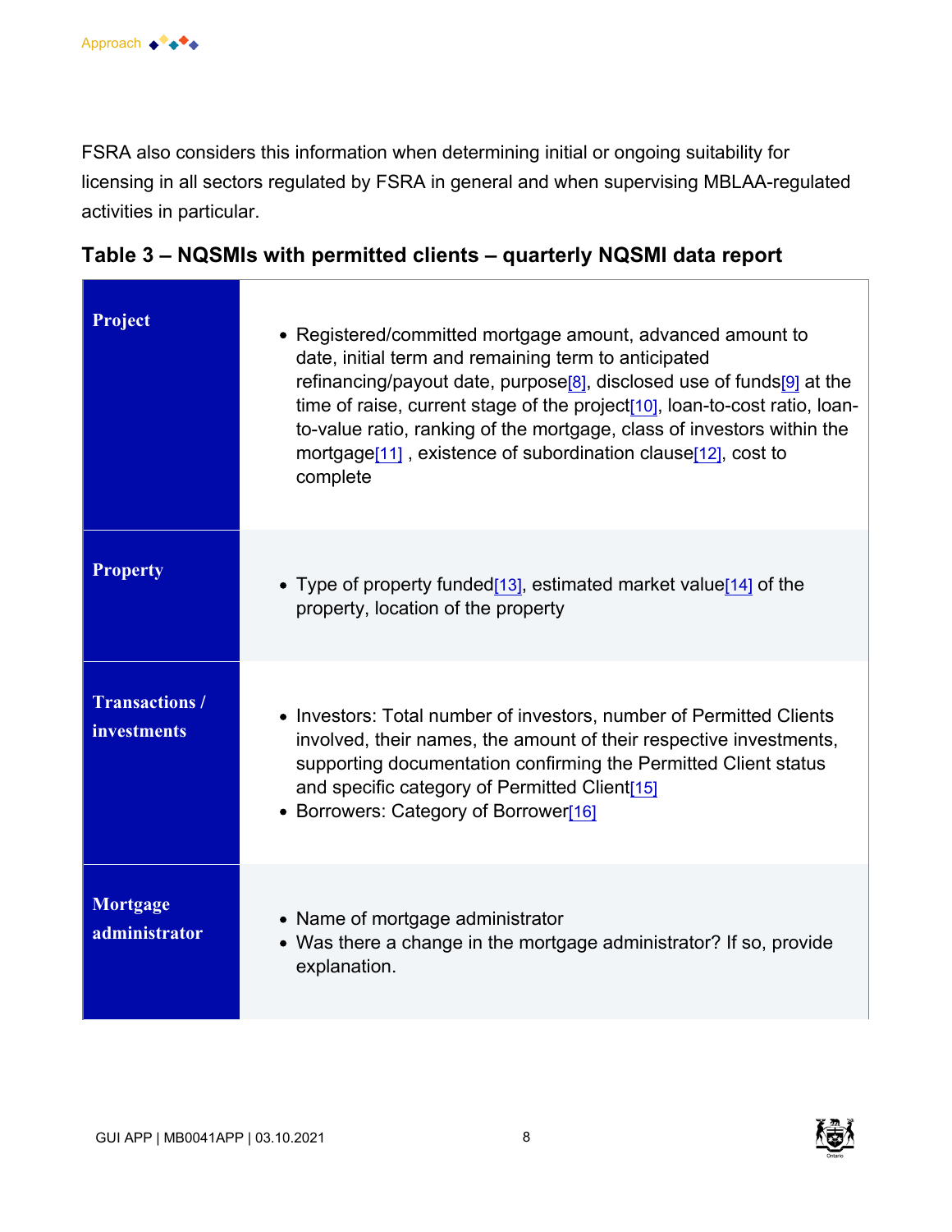FSRA also considers this information when determining initial or ongoing suitability for licensing in all sectors regulated by FSRA in general and when supervising MBLAA-regulated activities in particular.

### Table 3 – NQSMIs with permitted clients – quarterly NQSMI data report

| | |
|---|---|
| **Project** | • Registered/committed mortgage amount, advanced amount to date, initial term and remaining term to anticipated refinancing/payout date, purpose[8], disclosed use of funds[9] at the time of raise, current stage of the project[10], loan-to-cost ratio, loan-to-value ratio, ranking of the mortgage, class of investors within the mortgage[11] , existence of subordination clause[12], cost to complete |
| **Property** | • Type of property funded[13], estimated market value[14] of the property, location of the property |
| **Transactions / investments** | • Investors: Total number of investors, number of Permitted Clients involved, their names, the amount of their respective investments, supporting documentation confirming the Permitted Client status and specific category of Permitted Client[15]<br>• Borrowers: Category of Borrower[16] |
| **Mortgage administrator** | • Name of mortgage administrator<br>• Was there a change in the mortgage administrator? If so, provide explanation. |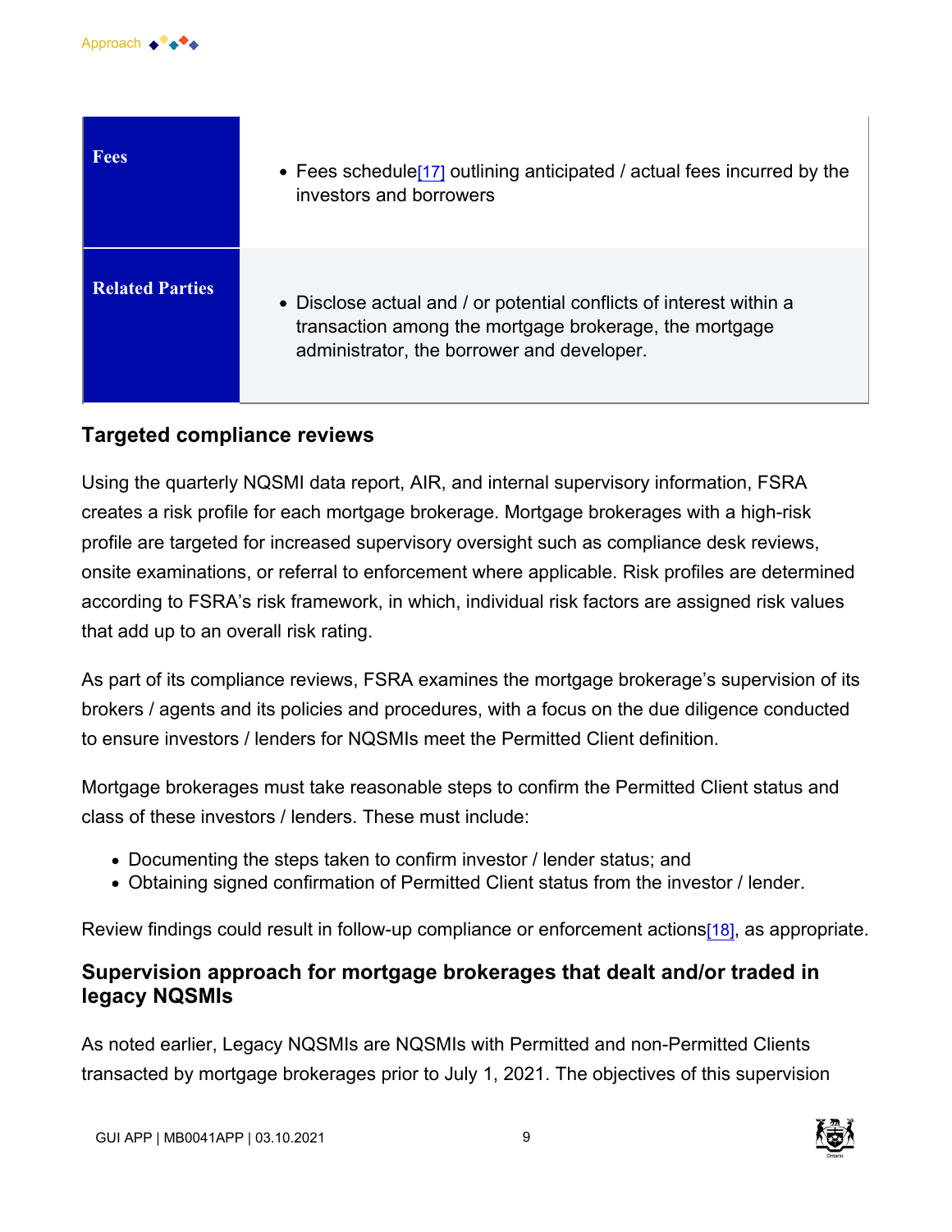| Fees | • Fees schedule[17] outlining anticipated / actual fees incurred by the investors and borrowers |
|---|---|
| **Related Parties** | • Disclose actual and / or potential conflicts of interest within a transaction among the mortgage brokerage, the mortgage administrator, the borrower and developer. |

## Targeted compliance reviews

Using the quarterly NQSMI data report, AIR, and internal supervisory information, FSRA creates a risk profile for each mortgage brokerage. Mortgage brokerages with a high-risk profile are targeted for increased supervisory oversight such as compliance desk reviews, onsite examinations, or referral to enforcement where applicable. Risk profiles are determined according to FSRA's risk framework, in which, individual risk factors are assigned risk values that add up to an overall risk rating.

As part of its compliance reviews, FSRA examines the mortgage brokerage's supervision of its brokers / agents and its policies and procedures, with a focus on the due diligence conducted to ensure investors / lenders for NQSMIs meet the Permitted Client definition.

Mortgage brokerages must take reasonable steps to confirm the Permitted Client status and class of these investors / lenders. These must include:

- Documenting the steps taken to confirm investor / lender status; and
- Obtaining signed confirmation of Permitted Client status from the investor / lender.

Review findings could result in follow-up compliance or enforcement actions[18], as appropriate.

## Supervision approach for mortgage brokerages that dealt and/or traded in legacy NQSMIs

As noted earlier, Legacy NQSMIs are NQSMIs with Permitted and non-Permitted Clients transacted by mortgage brokerages prior to July 1, 2021. The objectives of this supervision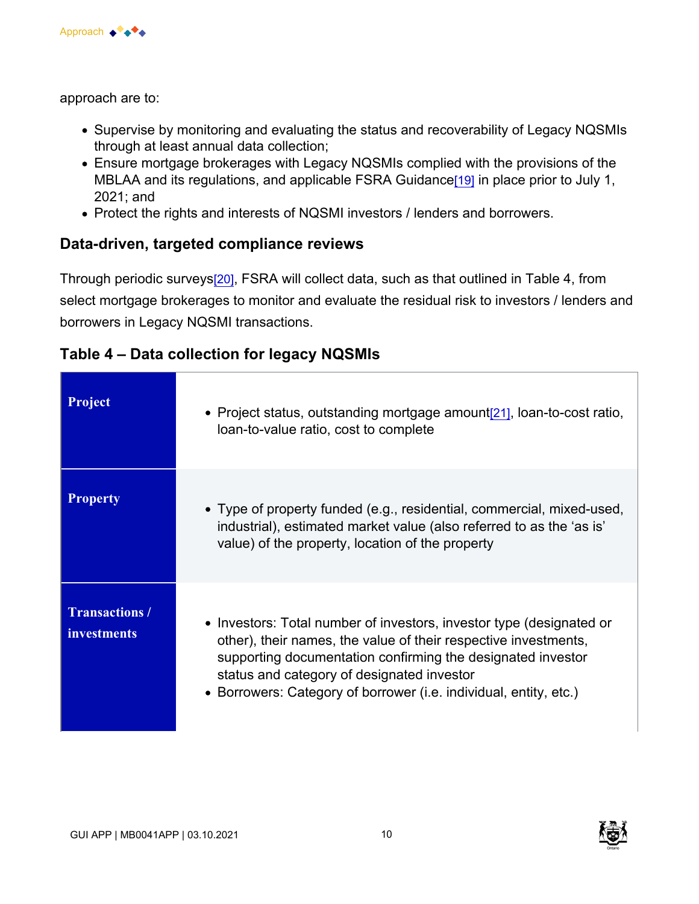approach are to:

- Supervise by monitoring and evaluating the status and recoverability of Legacy NQSMIs through at least annual data collection;
- Ensure mortgage brokerages with Legacy NQSMIs complied with the provisions of the MBLAA and its regulations, and applicable FSRA Guidance[19] in place prior to July 1, 2021; and
- Protect the rights and interests of NQSMI investors / lenders and borrowers.

## Data-driven, targeted compliance reviews

Through periodic surveys[20], FSRA will collect data, such as that outlined in Table 4, from select mortgage brokerages to monitor and evaluate the residual risk to investors / lenders and borrowers in Legacy NQSMI transactions.

## Table 4 – Data collection for legacy NQSMIs

| | |
|---|---|
| **Project** | • Project status, outstanding mortgage amount[21], loan-to-cost ratio, loan-to-value ratio, cost to complete |
| **Property** | • Type of property funded (e.g., residential, commercial, mixed-used, industrial), estimated market value (also referred to as the 'as is' value) of the property, location of the property |
| **Transactions / investments** | • Investors: Total number of investors, investor type (designated or other), their names, the value of their respective investments, supporting documentation confirming the designated investor status and category of designated investor<br>• Borrowers: Category of borrower (i.e. individual, entity, etc.) |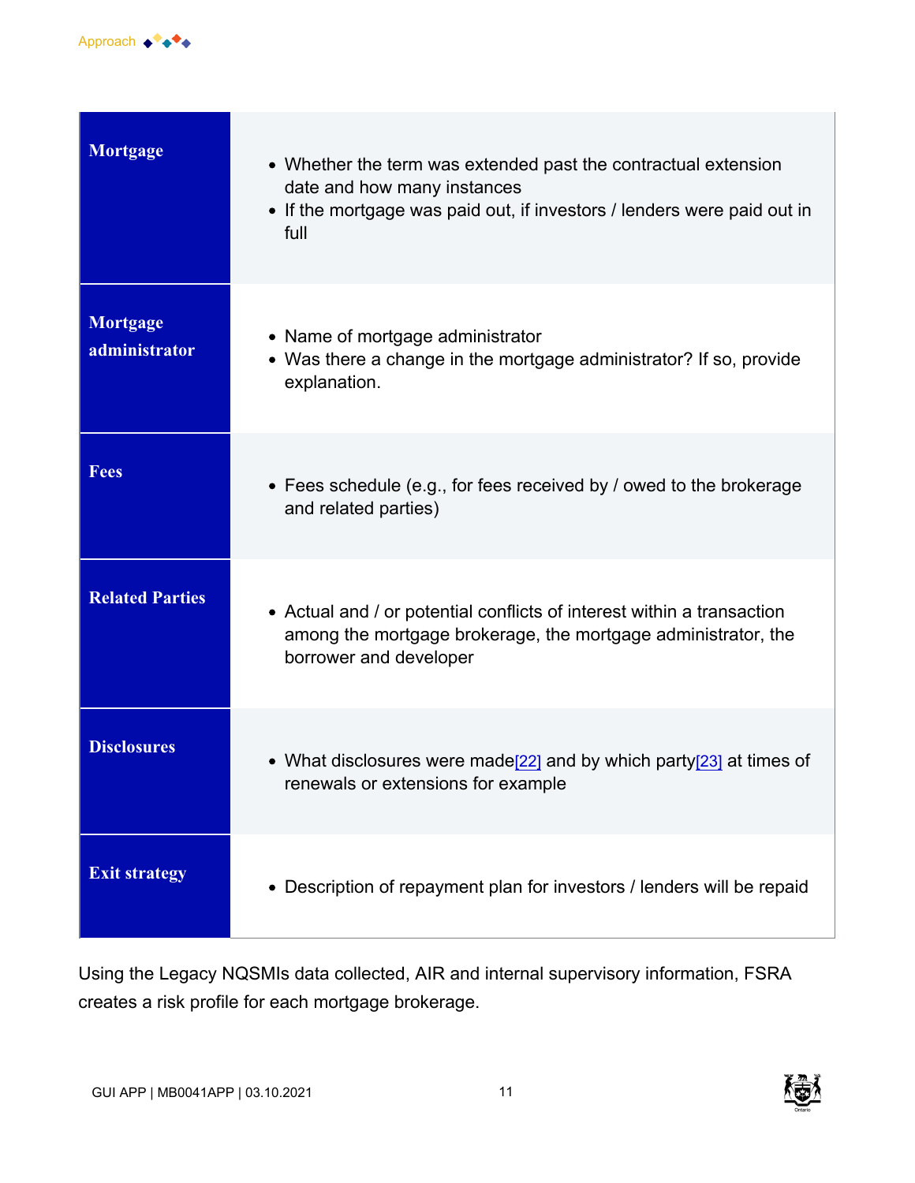| | |
|---|---|
| **Mortgage** | • Whether the term was extended past the contractual extension date and how many instances<br>• If the mortgage was paid out, if investors / lenders were paid out in full |
| **Mortgage administrator** | • Name of mortgage administrator<br>• Was there a change in the mortgage administrator? If so, provide explanation. |
| **Fees** | • Fees schedule (e.g., for fees received by / owed to the brokerage and related parties) |
| **Related Parties** | • Actual and / or potential conflicts of interest within a transaction among the mortgage brokerage, the mortgage administrator, the borrower and developer |
| **Disclosures** | • What disclosures were made[22] and by which party[23] at times of renewals or extensions for example |
| **Exit strategy** | • Description of repayment plan for investors / lenders will be repaid |

Using the Legacy NQSMIs data collected, AIR and internal supervisory information, FSRA creates a risk profile for each mortgage brokerage.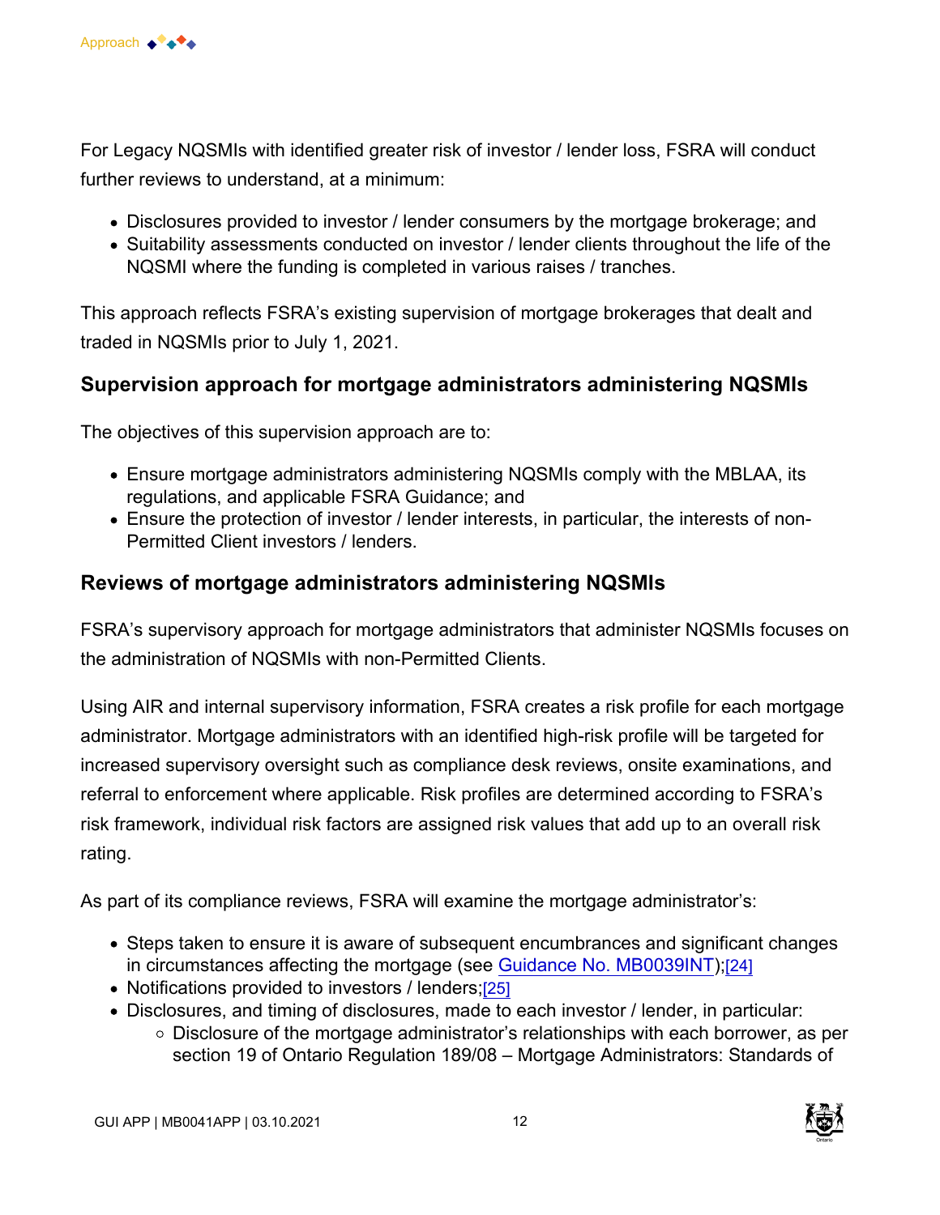For Legacy NQSMIs with identified greater risk of investor / lender loss, FSRA will conduct further reviews to understand, at a minimum:

- Disclosures provided to investor / lender consumers by the mortgage brokerage; and
- Suitability assessments conducted on investor / lender clients throughout the life of the NQSMI where the funding is completed in various raises / tranches.

This approach reflects FSRA's existing supervision of mortgage brokerages that dealt and traded in NQSMIs prior to July 1, 2021.

## Supervision approach for mortgage administrators administering NQSMIs

The objectives of this supervision approach are to:

- Ensure mortgage administrators administering NQSMIs comply with the MBLAA, its regulations, and applicable FSRA Guidance; and
- Ensure the protection of investor / lender interests, in particular, the interests of non-Permitted Client investors / lenders.

## Reviews of mortgage administrators administering NQSMIs

FSRA's supervisory approach for mortgage administrators that administer NQSMIs focuses on the administration of NQSMIs with non-Permitted Clients.

Using AIR and internal supervisory information, FSRA creates a risk profile for each mortgage administrator. Mortgage administrators with an identified high-risk profile will be targeted for increased supervisory oversight such as compliance desk reviews, onsite examinations, and referral to enforcement where applicable. Risk profiles are determined according to FSRA's risk framework, individual risk factors are assigned risk values that add up to an overall risk rating.

As part of its compliance reviews, FSRA will examine the mortgage administrator's:

- Steps taken to ensure it is aware of subsequent encumbrances and significant changes in circumstances affecting the mortgage (see Guidance No. MB0039INT);[24]
- Notifications provided to investors / lenders;[25]
- Disclosures, and timing of disclosures, made to each investor / lender, in particular:
  - Disclosure of the mortgage administrator's relationships with each borrower, as per section 19 of Ontario Regulation 189/08 – Mortgage Administrators: Standards of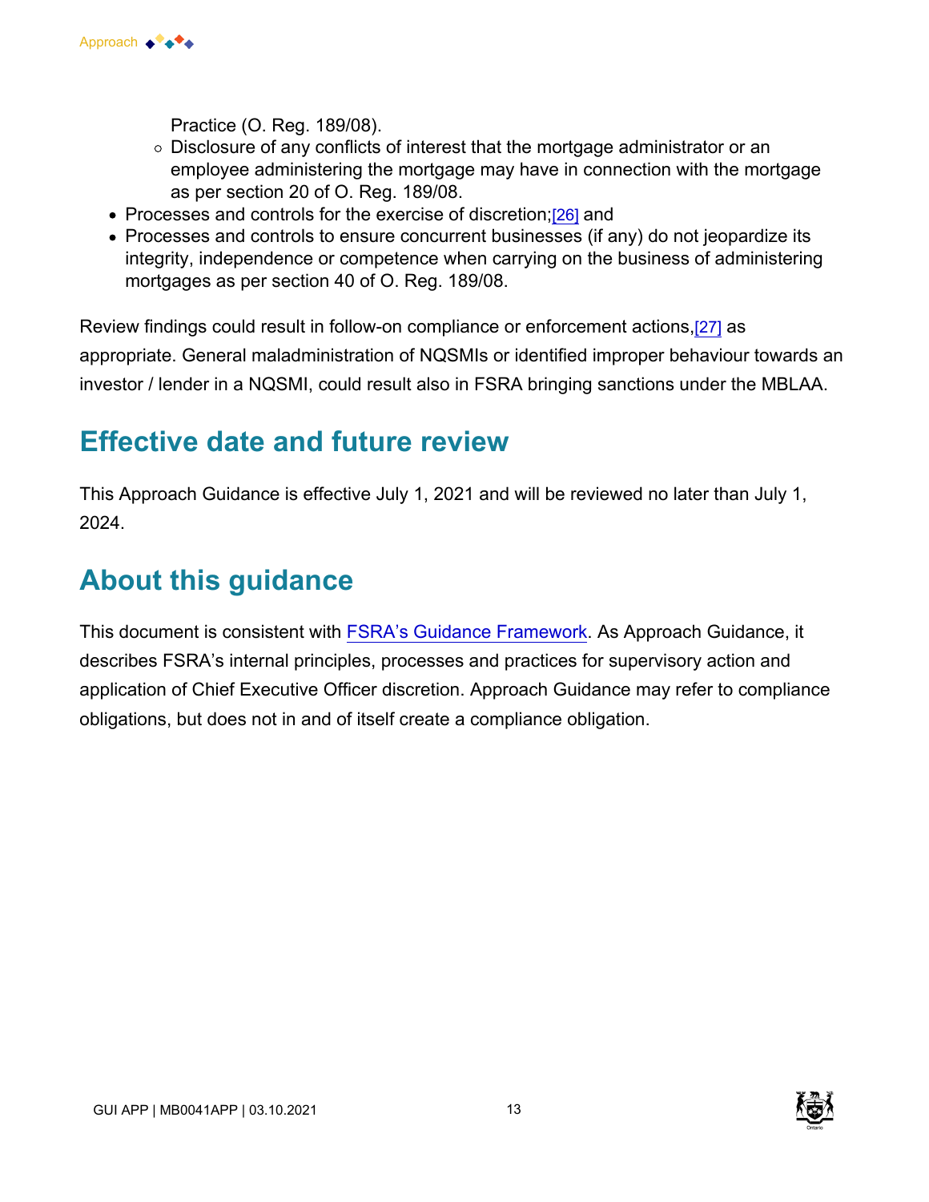Practice (O. Reg. 189/08).
  - Disclosure of any conflicts of interest that the mortgage administrator or an employee administering the mortgage may have in connection with the mortgage as per section 20 of O. Reg. 189/08.
- Processes and controls for the exercise of discretion;[26] and
- Processes and controls to ensure concurrent businesses (if any) do not jeopardize its integrity, independence or competence when carrying on the business of administering mortgages as per section 40 of O. Reg. 189/08.

Review findings could result in follow-on compliance or enforcement actions,[27] as appropriate. General maladministration of NQSMIs or identified improper behaviour towards an investor / lender in a NQSMI, could result also in FSRA bringing sanctions under the MBLAA.

## Effective date and future review

This Approach Guidance is effective July 1, 2021 and will be reviewed no later than July 1, 2024.

## About this guidance

This document is consistent with FSRA's Guidance Framework. As Approach Guidance, it describes FSRA's internal principles, processes and practices for supervisory action and application of Chief Executive Officer discretion. Approach Guidance may refer to compliance obligations, but does not in and of itself create a compliance obligation.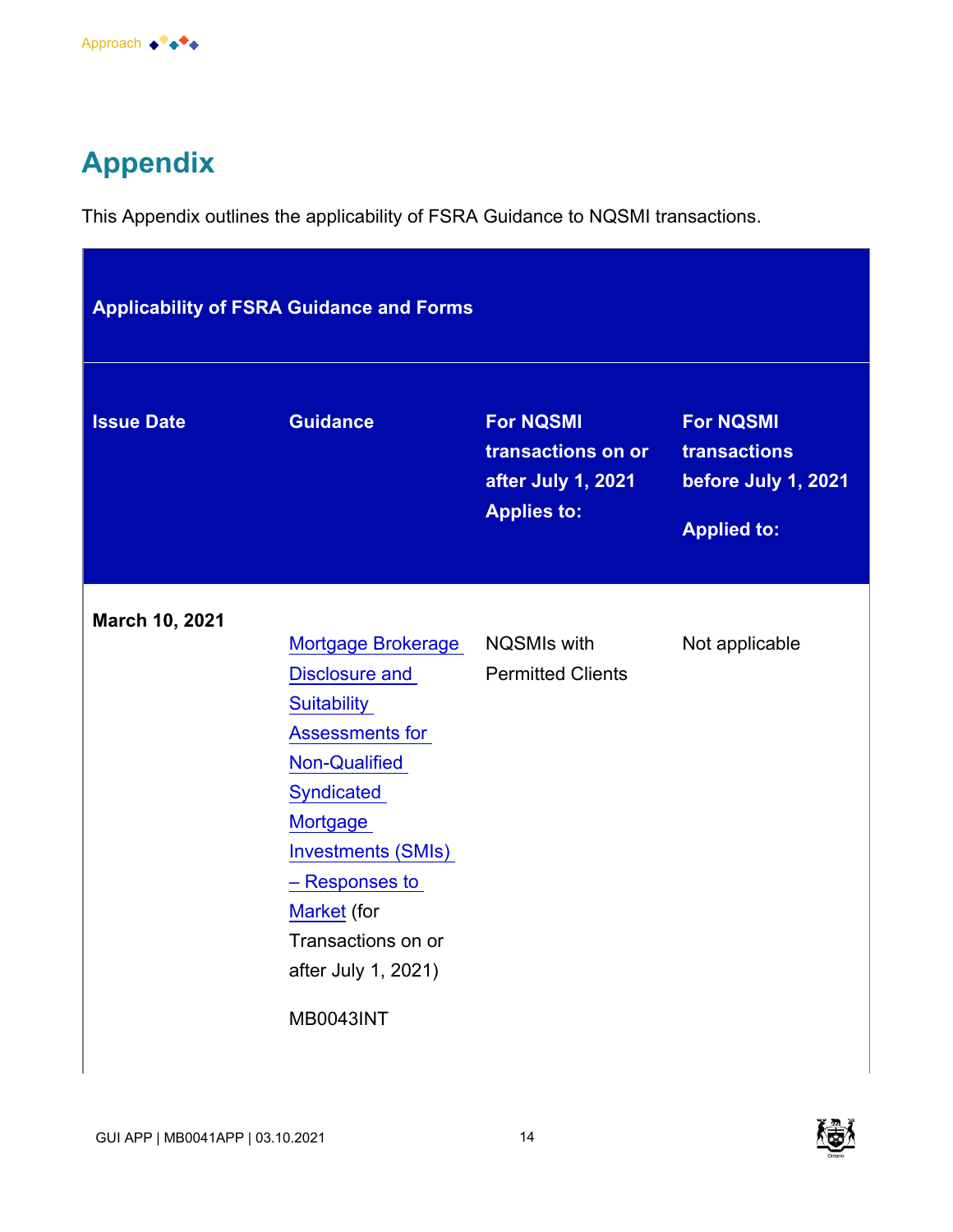# Appendix

This Appendix outlines the applicability of FSRA Guidance to NQSMI transactions.

| Applicability of FSRA Guidance and Forms | | | |
|---|---|---|---|
| **Issue Date** | **Guidance** | **For NQSMI transactions on or after July 1, 2021 Applies to:** | **For NQSMI transactions before July 1, 2021 Applied to:** |
| **March 10, 2021** | Mortgage Brokerage Disclosure and Suitability Assessments for Non-Qualified Syndicated Mortgage Investments (SMIs) – Responses to Market (for Transactions on or after July 1, 2021)<br><br>MB0043INT | NQSMIs with Permitted Clients | Not applicable |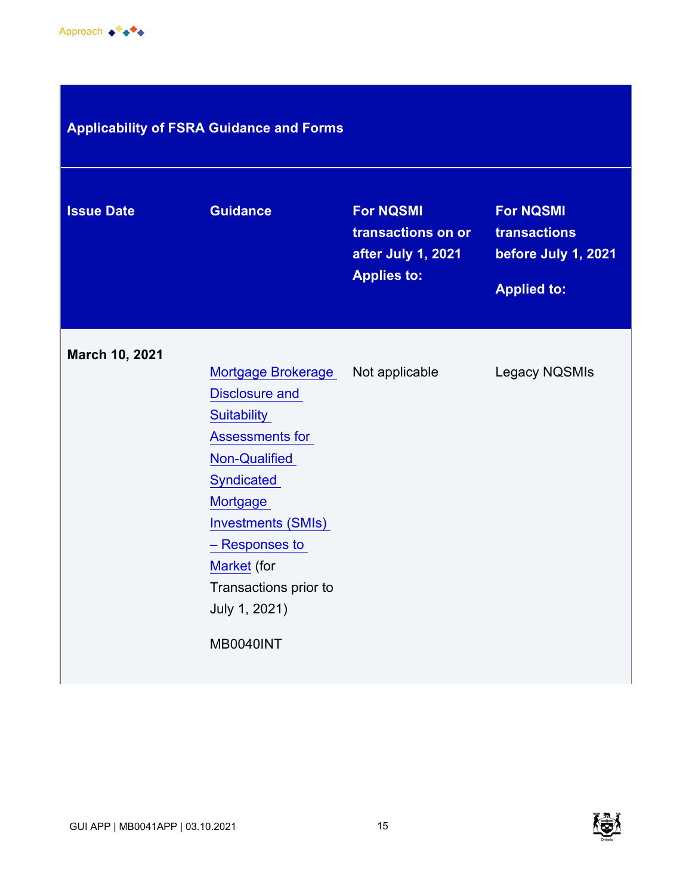| Applicability of FSRA Guidance and Forms | | | |
| --- | --- | --- | --- |
| **Issue Date** | **Guidance** | **For NQSMI transactions on or after July 1, 2021 Applies to:** | **For NQSMI transactions before July 1, 2021 Applied to:** |
| **March 10, 2021** | Mortgage Brokerage Disclosure and Suitability Assessments for Non-Qualified Syndicated Mortgage Investments (SMIs) – Responses to Market (for Transactions prior to July 1, 2021) MB0040INT | Not applicable | Legacy NQSMIs |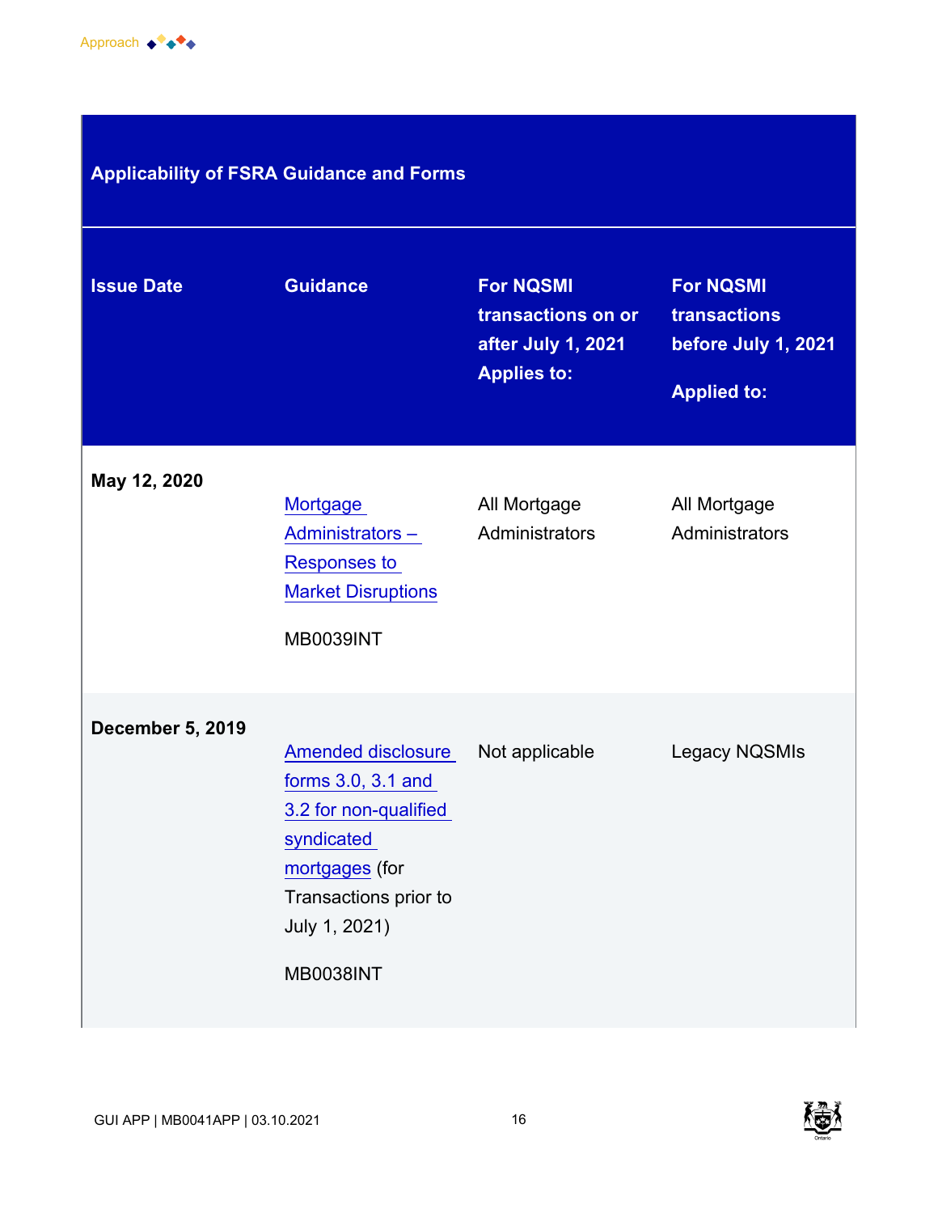| Applicability of FSRA Guidance and Forms | | | |
|---|---|---|---|
| **Issue Date** | **Guidance** | **For NQSMI transactions on or after July 1, 2021 Applies to:** | **For NQSMI transactions before July 1, 2021 Applied to:** |
| **May 12, 2020** | Mortgage Administrators – Responses to Market Disruptions MB0039INT | All Mortgage Administrators | All Mortgage Administrators |
| **December 5, 2019** | Amended disclosure forms 3.0, 3.1 and 3.2 for non-qualified syndicated mortgages (for Transactions prior to July 1, 2021) MB0038INT | Not applicable | Legacy NQSMIs |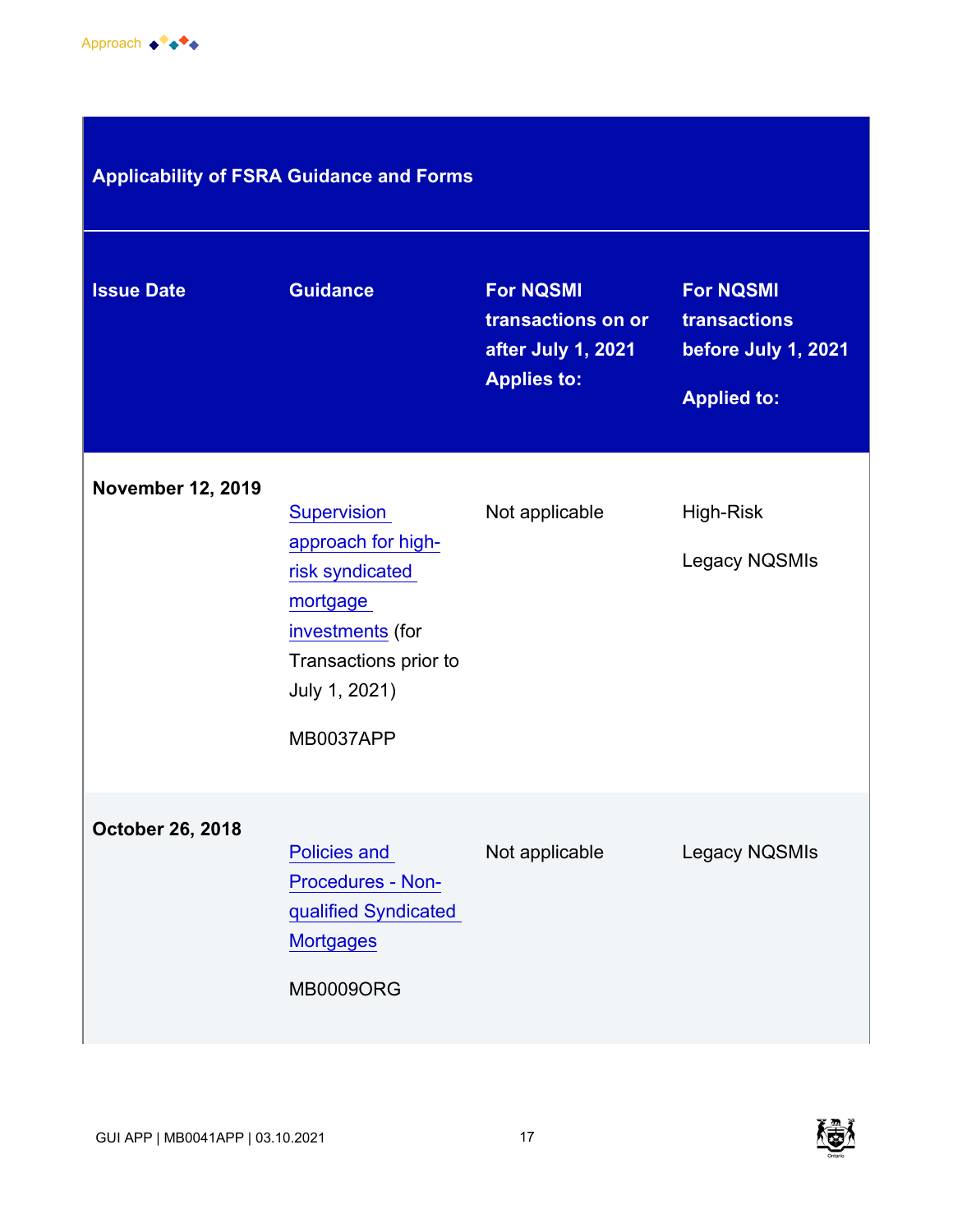**Applicability of FSRA Guidance and Forms**

| Issue Date | Guidance | For NQSMI transactions on or after July 1, 2021 Applies to: | For NQSMI transactions before July 1, 2021 Applied to: |
|---|---|---|---|
| **November 12, 2019** | Supervision approach for high-risk syndicated mortgage investments (for Transactions prior to July 1, 2021) MB0037APP | Not applicable | High-Risk Legacy NQSMIs |
| **October 26, 2018** | Policies and Procedures - Non-qualified Syndicated Mortgages MB0009ORG | Not applicable | Legacy NQSMIs |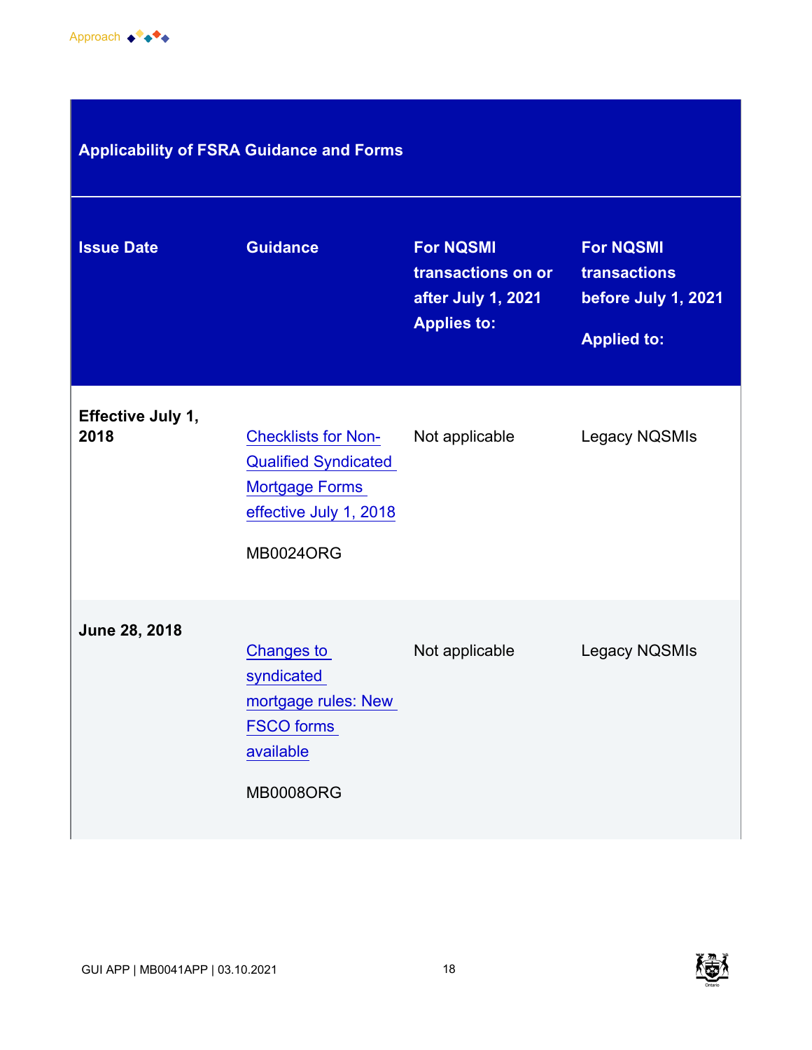| Applicability of FSRA Guidance and Forms | | | |
|---|---|---|---|
| **Issue Date** | **Guidance** | **For NQSMI transactions on or after July 1, 2021 Applies to:** | **For NQSMI transactions before July 1, 2021 Applied to:** |
| **Effective July 1, 2018** | Checklists for Non-Qualified Syndicated Mortgage Forms effective July 1, 2018 MB0024ORG | Not applicable | Legacy NQSMIs |
| **June 28, 2018** | Changes to syndicated mortgage rules: New FSCO forms available MB0008ORG | Not applicable | Legacy NQSMIs |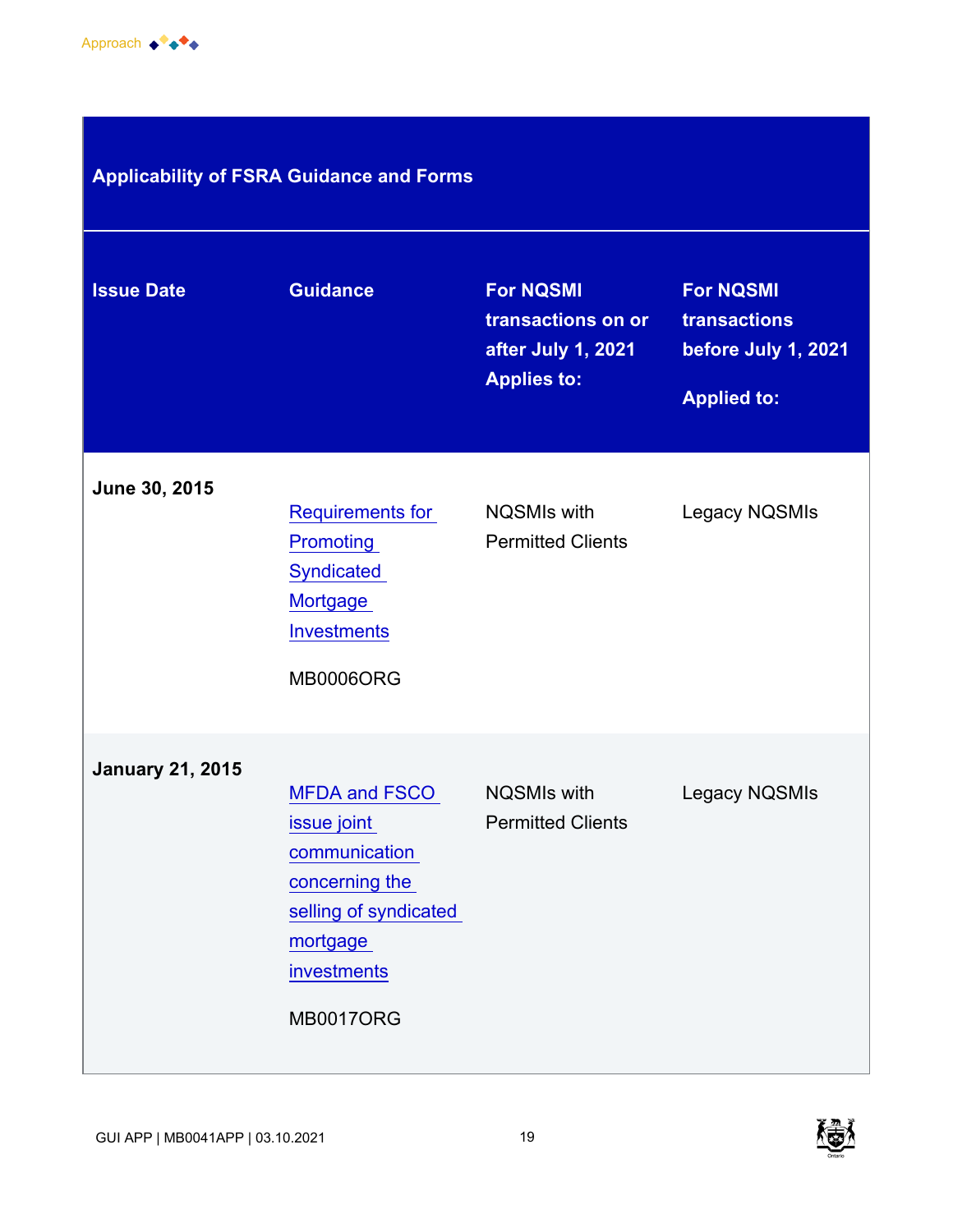| Applicability of FSRA Guidance and Forms | | | |
|---|---|---|---|
| **Issue Date** | **Guidance** | **For NQSMI transactions on or after July 1, 2021 Applies to:** | **For NQSMI transactions before July 1, 2021 Applied to:** |
| **June 30, 2015** | Requirements for Promoting Syndicated Mortgage Investments<br><br>MB0006ORG | NQSMIs with Permitted Clients | Legacy NQSMIs |
| **January 21, 2015** | MFDA and FSCO issue joint communication concerning the selling of syndicated mortgage investments<br><br>MB0017ORG | NQSMIs with Permitted Clients | Legacy NQSMIs |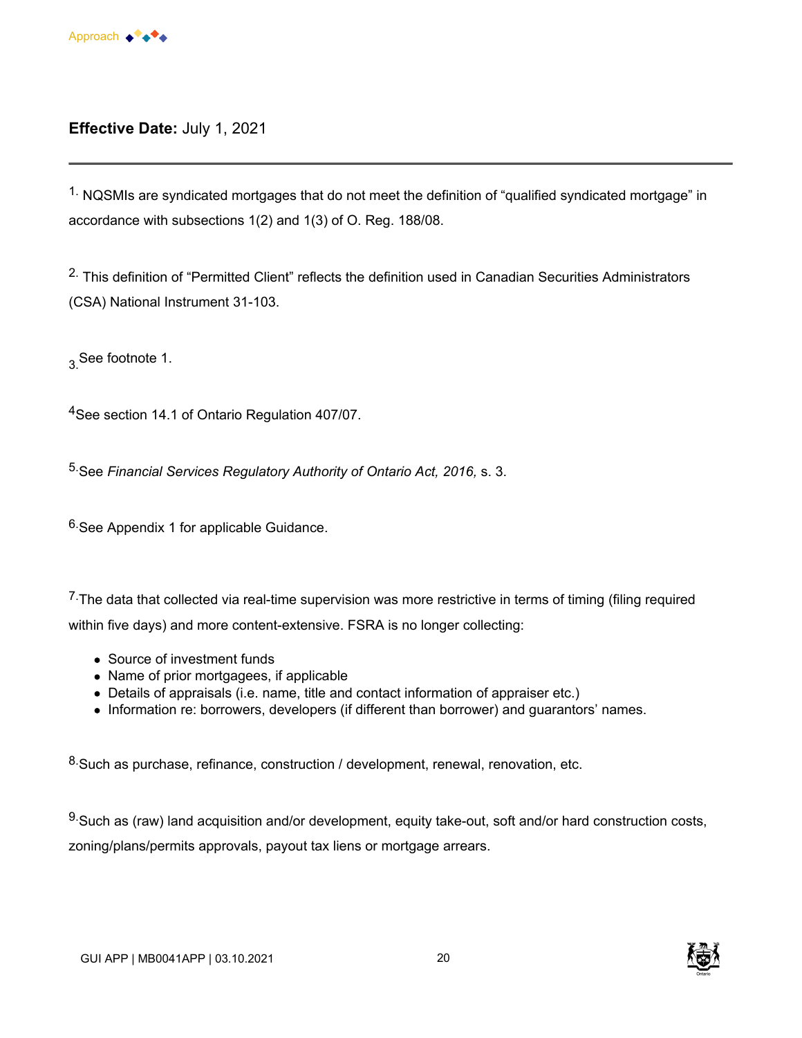**Effective Date:** July 1, 2021

---

[1.] NQSMIs are syndicated mortgages that do not meet the definition of "qualified syndicated mortgage" in accordance with subsections 1(2) and 1(3) of O. Reg. 188/08.

[2.] This definition of "Permitted Client" reflects the definition used in Canadian Securities Administrators (CSA) National Instrument 31-103.

[3.] See footnote 1.

[4] See section 14.1 of Ontario Regulation 407/07.

[5.] See *Financial Services Regulatory Authority of Ontario Act, 2016,* s. 3.

[6.] See Appendix 1 for applicable Guidance.

[7.] The data that collected via real-time supervision was more restrictive in terms of timing (filing required within five days) and more content-extensive. FSRA is no longer collecting:

- Source of investment funds
- Name of prior mortgagees, if applicable
- Details of appraisals (i.e. name, title and contact information of appraiser etc.)
- Information re: borrowers, developers (if different than borrower) and guarantors' names.

[8.] Such as purchase, refinance, construction / development, renewal, renovation, etc.

[9.] Such as (raw) land acquisition and/or development, equity take-out, soft and/or hard construction costs, zoning/plans/permits approvals, payout tax liens or mortgage arrears.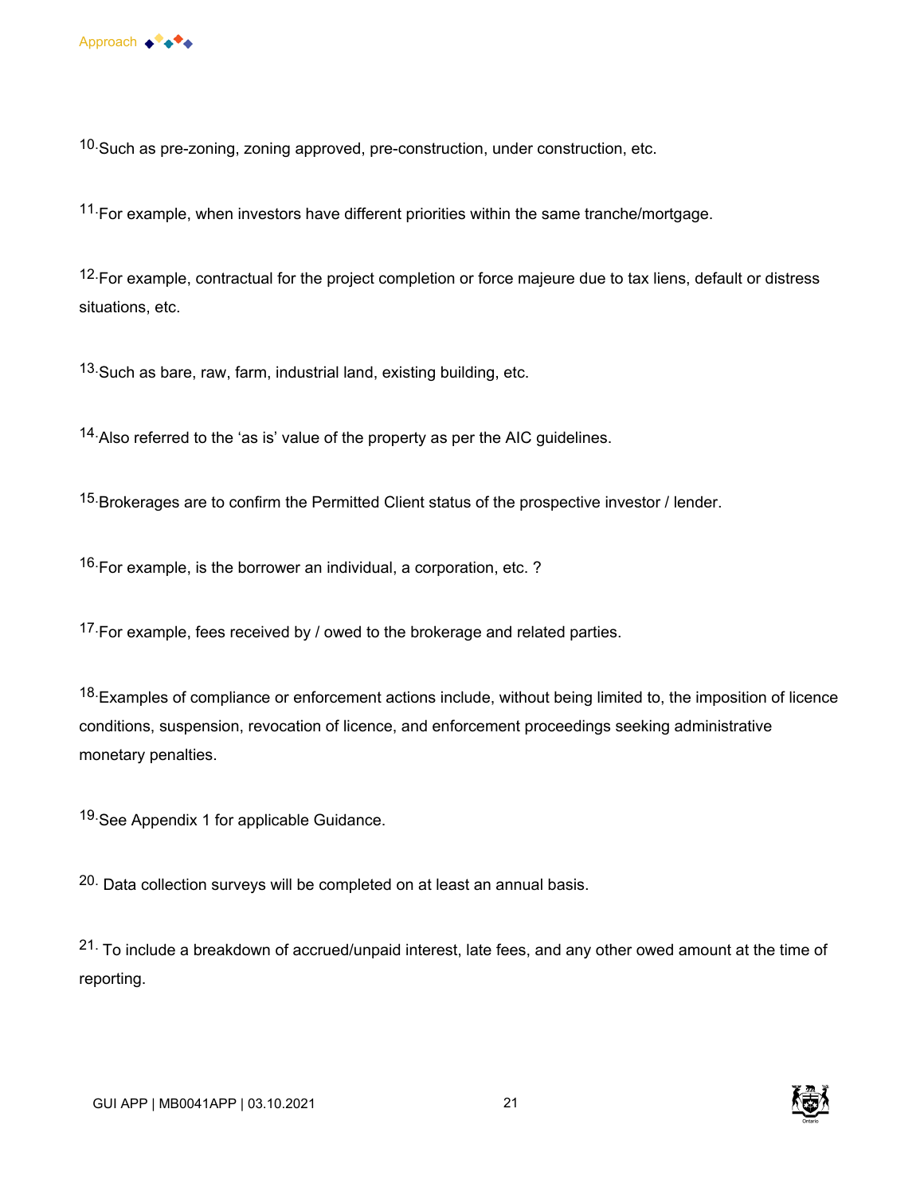[10] Such as pre-zoning, zoning approved, pre-construction, under construction, etc.

[11] For example, when investors have different priorities within the same tranche/mortgage.

[12] For example, contractual for the project completion or force majeure due to tax liens, default or distress situations, etc.

[13] Such as bare, raw, farm, industrial land, existing building, etc.

[14] Also referred to the 'as is' value of the property as per the AIC guidelines.

[15] Brokerages are to confirm the Permitted Client status of the prospective investor / lender.

[16] For example, is the borrower an individual, a corporation, etc. ?

[17] For example, fees received by / owed to the brokerage and related parties.

[18] Examples of compliance or enforcement actions include, without being limited to, the imposition of licence conditions, suspension, revocation of licence, and enforcement proceedings seeking administrative monetary penalties.

[19] See Appendix 1 for applicable Guidance.

[20] Data collection surveys will be completed on at least an annual basis.

[21] To include a breakdown of accrued/unpaid interest, late fees, and any other owed amount at the time of reporting.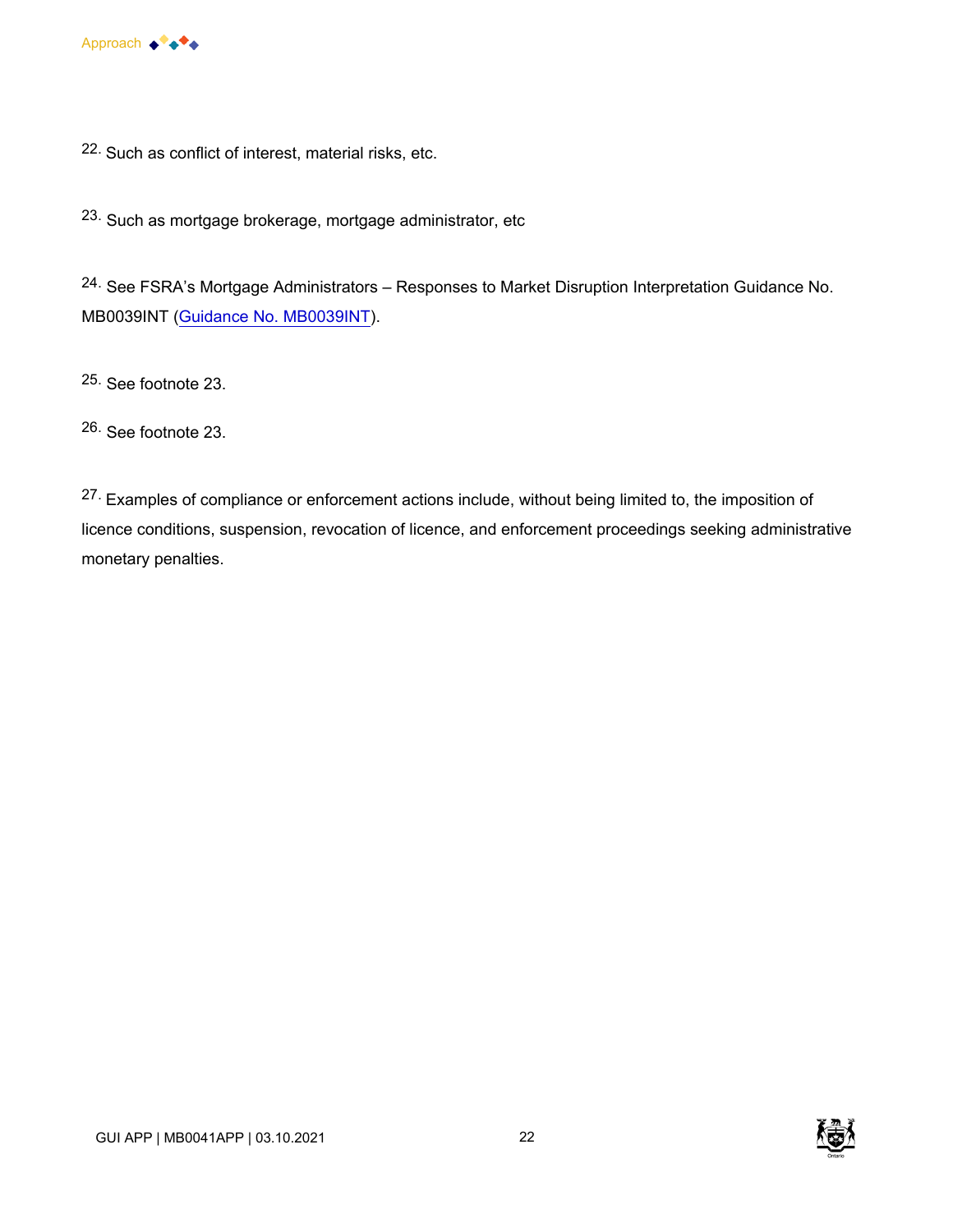[22] Such as conflict of interest, material risks, etc.

[23] Such as mortgage brokerage, mortgage administrator, etc

[24] See FSRA's Mortgage Administrators – Responses to Market Disruption Interpretation Guidance No. MB0039INT (Guidance No. MB0039INT).

[25] See footnote 23.

[26] See footnote 23.

[27] Examples of compliance or enforcement actions include, without being limited to, the imposition of licence conditions, suspension, revocation of licence, and enforcement proceedings seeking administrative monetary penalties.